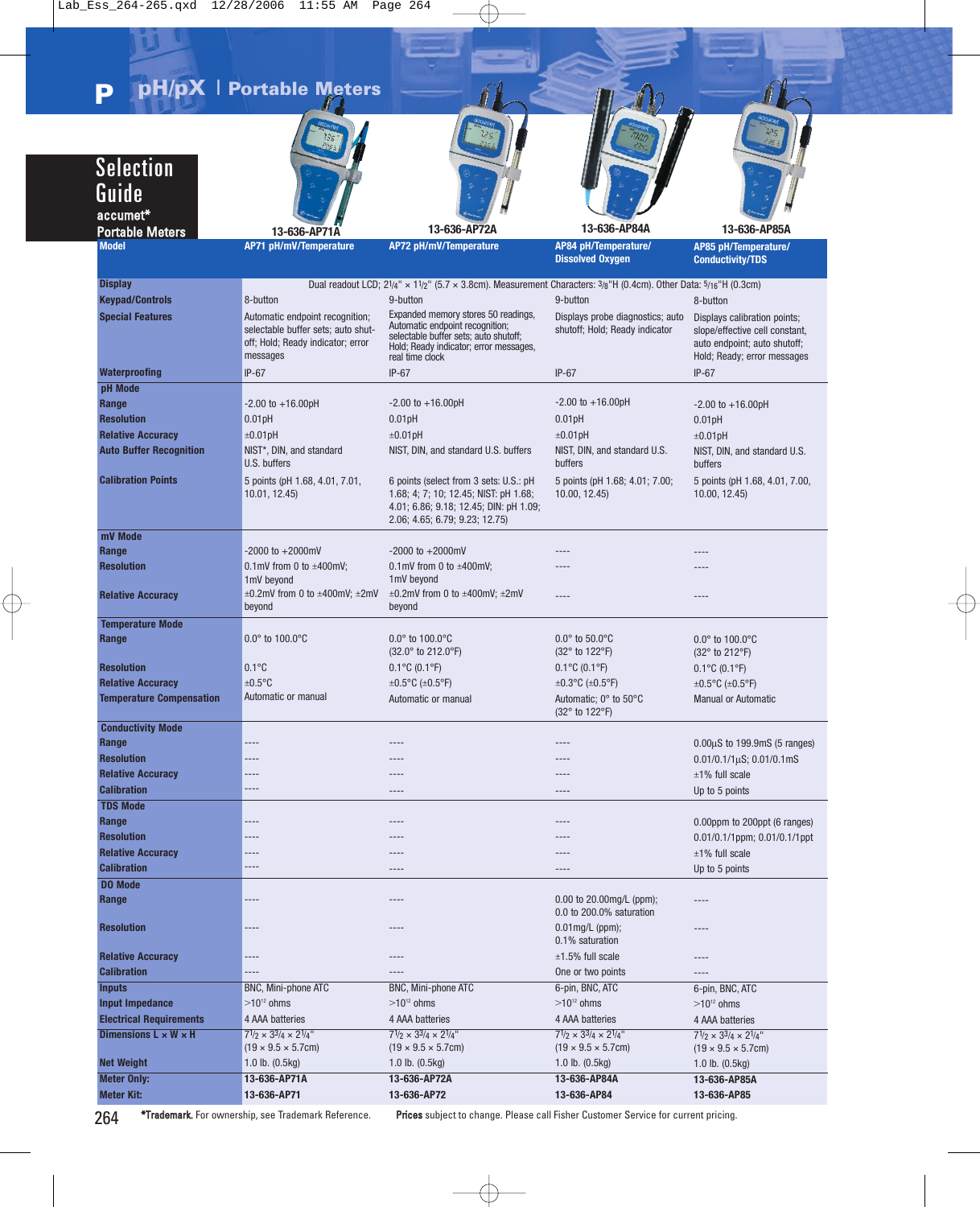# P pH/pX | Portable Meters

## Selection Guide
accumet* Portable Meters

| | 13-636-AP71A | 13-636-AP72A | 13-636-AP84A | 13-636-AP85A |
|---|---|---|---|---|
| **Model** | **AP71 pH/mV/Temperature** | **AP72 pH/mV/Temperature** | **AP84 pH/Temperature/ Dissolved Oxygen** | **AP85 pH/Temperature/ Conductivity/TDS** |
| **Display** | Dual readout LCD; $2^1/_4$" × $1^1/_2$" (5.7 × 3.8cm). Measurement Characters: $^3/_8$"H (0.4cm). Other Data: $^5/_{16}$"H (0.3cm) | | | |
| **Keypad/Controls** | 8-button | 9-button | 9-button | 8-button |
| **Special Features** | Automatic endpoint recognition; selectable buffer sets; auto shut-off; Hold; Ready indicator; error messages | Expanded memory stores 50 readings, Automatic endpoint recognition; selectable buffer sets; auto shutoff; Hold; Ready indicator; error messages, real time clock | Displays probe diagnostics; auto shutoff; Hold; Ready indicator | Displays calibration points; slope/effective cell constant, auto endpoint; auto shutoff; Hold; Ready; error messages |
| **Waterproofing** | IP-67 | IP-67 | IP-67 | IP-67 |
| **pH Mode** | | | | |
| **Range** | -2.00 to +16.00pH | -2.00 to +16.00pH | -2.00 to +16.00pH | -2.00 to +16.00pH |
| **Resolution** | 0.01pH | 0.01pH | 0.01pH | 0.01pH |
| **Relative Accuracy** | ±0.01pH | ±0.01pH | ±0.01pH | ±0.01pH |
| **Auto Buffer Recognition** | NIST*, DIN, and standard U.S. buffers | NIST, DIN, and standard U.S. buffers | NIST, DIN, and standard U.S. buffers | NIST, DIN, and standard U.S. buffers |
| **Calibration Points** | 5 points (pH 1.68, 4.01, 7.01, 10.01, 12.45) | 6 points (select from 3 sets: U.S.: pH 1.68; 4; 7; 10; 12.45; NIST: pH 1.68; 4.01; 6.86; 9.18; 12.45; DIN: pH 1.09; 2.06; 4.65; 6.79; 9.23; 12.75) | 5 points (pH 1.68; 4.01; 7.00; 10.00, 12.45) | 5 points (pH 1.68, 4.01, 7.00, 10.00, 12.45) |
| **mV Mode** | | | | |
| **Range** | -2000 to +2000mV | -2000 to +2000mV | ---- | ---- |
| **Resolution** | 0.1mV from 0 to ±400mV; 1mV beyond | 0.1mV from 0 to ±400mV; 1mV beyond | ---- | ---- |
| **Relative Accuracy** | ±0.2mV from 0 to ±400mV; ±2mV beyond | ±0.2mV from 0 to ±400mV; ±2mV beyond | ---- | ---- |
| **Temperature Mode** | | | | |
| **Range** | 0.0° to 100.0°C | 0.0° to 100.0°C (32.0° to 212.0°F) | 0.0° to 50.0°C (32° to 122°F) | 0.0° to 100.0°C (32° to 212°F) |
| **Resolution** | 0.1°C | 0.1°C (0.1°F) | 0.1°C (0.1°F) | 0.1°C (0.1°F) |
| **Relative Accuracy** | ±0.5°C | ±0.5°C (±0.5°F) | ±0.3°C (±0.5°F) | ±0.5°C (±0.5°F) |
| **Temperature Compensation** | Automatic or manual | Automatic or manual | Automatic; 0° to 50°C (32° to 122°F) | Manual or Automatic |
| **Conductivity Mode** | | | | |
| **Range** | ---- | ---- | ---- | 0.00µS to 199.9mS (5 ranges) |
| **Resolution** | ---- | ---- | ---- | 0.01/0.1/1µS; 0.01/0.1mS |
| **Relative Accuracy** | ---- | ---- | ---- | ±1% full scale |
| **Calibration** | ---- | ---- | ---- | Up to 5 points |
| **TDS Mode** | | | | |
| **Range** | ---- | ---- | ---- | 0.00ppm to 200ppt (6 ranges) |
| **Resolution** | ---- | ---- | ---- | 0.01/0.1/1ppm; 0.01/0.1/1ppt |
| **Relative Accuracy** | ---- | ---- | ---- | ±1% full scale |
| **Calibration** | ---- | ---- | ---- | Up to 5 points |
| **DO Mode** | | | | |
| **Range** | ---- | ---- | 0.00 to 20.00mg/L (ppm); 0.0 to 200.0% saturation | ---- |
| **Resolution** | ---- | ---- | 0.01mg/L (ppm); 0.1% saturation | ---- |
| **Relative Accuracy** | ---- | ---- | ±1.5% full scale | ---- |
| **Calibration** | ---- | ---- | One or two points | ---- |
| **Inputs** | BNC, Mini-phone ATC | BNC, Mini-phone ATC | 6-pin, BNC, ATC | 6-pin, BNC, ATC |
| **Input Impedance** | >$10^{12}$ ohms | >$10^{12}$ ohms | >$10^{12}$ ohms | >$10^{12}$ ohms |
| **Electrical Requirements** | 4 AAA batteries | 4 AAA batteries | 4 AAA batteries | 4 AAA batteries |
| **Dimensions L × W × H** | $7^1/_2$ × $3^3/_4$ × $2^1/_4$" (19 × 9.5 × 5.7cm) | $7^1/_2$ × $3^3/_4$ × $2^1/_4$" (19 × 9.5 × 5.7cm) | $7^1/_2$ × $3^3/_4$ × $2^1/_4$" (19 × 9.5 × 5.7cm) | $7^1/_2$ × $3^3/_4$ × $2^1/_4$" (19 × 9.5 × 5.7cm) |
| **Net Weight** | 1.0 lb. (0.5kg) | 1.0 lb. (0.5kg) | 1.0 lb. (0.5kg) | 1.0 lb. (0.5kg) |
| **Meter Only:** | **13-636-AP71A** | **13-636-AP72A** | **13-636-AP84A** | **13-636-AP85A** |
| **Meter Kit:** | **13-636-AP71** | **13-636-AP72** | **13-636-AP84** | **13-636-AP85** |

**\*Trademark.** For ownership, see Trademark Reference. **Prices** subject to change. Please call Fisher Customer Service for current pricing.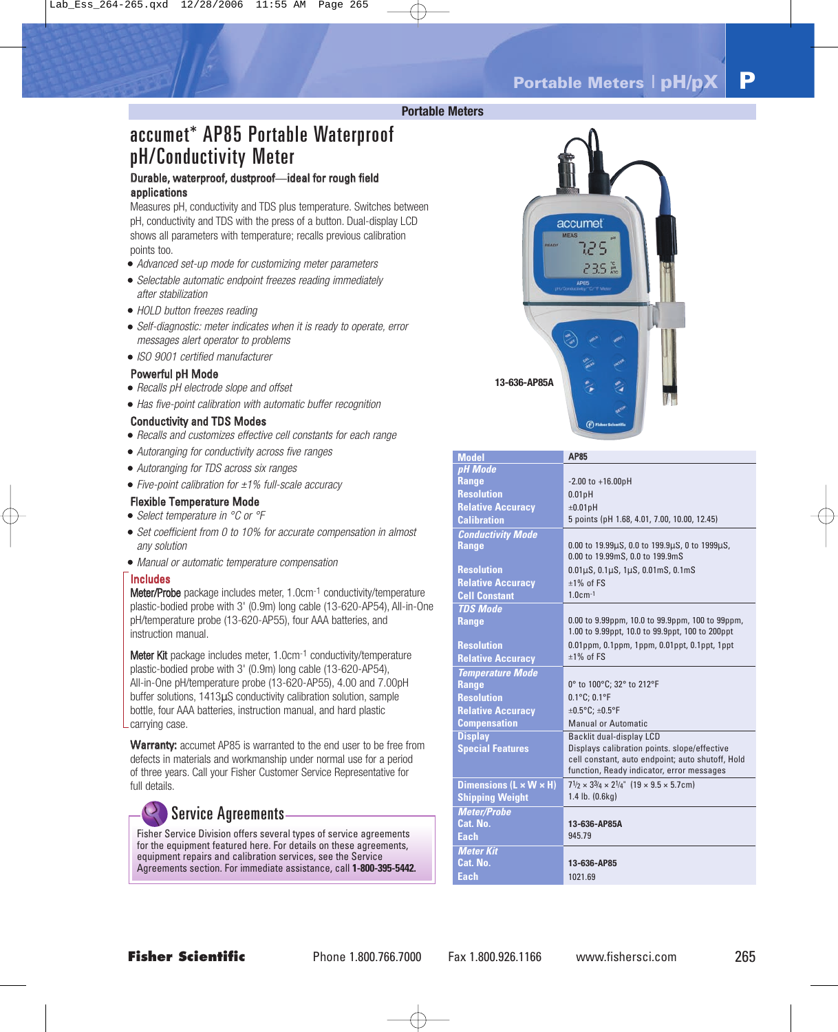## Portable Meters

# accumet* AP85 Portable Waterproof pH/Conductivity Meter

### Durable, waterproof, dustproof—ideal for rough field applications

Measures pH, conductivity and TDS plus temperature. Switches between pH, conductivity and TDS with the press of a button. Dual-display LCD shows all parameters with temperature; recalls previous calibration points too.

- *Advanced set-up mode for customizing meter parameters*
- *Selectable automatic endpoint freezes reading immediately after stabilization*
- *HOLD button freezes reading*
- *Self-diagnostic: meter indicates when it is ready to operate, error messages alert operator to problems*
- *ISO 9001 certified manufacturer*

### Powerful pH Mode

- *Recalls pH electrode slope and offset*
- *Has five-point calibration with automatic buffer recognition*

### Conductivity and TDS Modes

- *Recalls and customizes effective cell constants for each range*
- *Autoranging for conductivity across five ranges*
- *Autoranging for TDS across six ranges*
- *Five-point calibration for ±1% full-scale accuracy*

### Flexible Temperature Mode

- *Select temperature in °C or °F*
- *Set coefficient from 0 to 10% for accurate compensation in almost any solution*
- *Manual or automatic temperature compensation*

### Includes

**Meter/Probe** package includes meter, 1.0cm$^{-1}$ conductivity/temperature plastic-bodied probe with 3' (0.9m) long cable (13-620-AP54), All-in-One pH/temperature probe (13-620-AP55), four AAA batteries, and instruction manual.

**Meter Kit** package includes meter, 1.0cm$^{-1}$ conductivity/temperature plastic-bodied probe with 3' (0.9m) long cable (13-620-AP54), All-in-One pH/temperature probe (13-620-AP55), 4.00 and 7.00pH buffer solutions, 1413µS conductivity calibration solution, sample bottle, four AAA batteries, instruction manual, and hard plastic carrying case.

**Warranty:** accumet AP85 is warranted to the end user to be free from defects in materials and workmanship under normal use for a period of three years. Call your Fisher Customer Service Representative for full details.

### Service Agreements

Fisher Service Division offers several types of service agreements for the equipment featured here. For details on these agreements, equipment repairs and calibration services, see the Service Agreements section. For immediate assistance, call **1-800-395-5442.**

13-636-AP85A

| Model | AP85 |
|---|---|
| ***pH Mode*** | |
| Range | -2.00 to +16.00pH |
| Resolution | 0.01pH |
| Relative Accuracy | ±0.01pH |
| Calibration | 5 points (pH 1.68, 4.01, 7.00, 10.00, 12.45) |
| ***Conductivity Mode*** | |
| Range | 0.00 to 19.99µS, 0.0 to 199.9µS, 0 to 1999µS, 0.00 to 19.99mS, 0.0 to 199.9mS |
| Resolution | 0.01µS, 0.1µS, 1µS, 0.01mS, 0.1mS |
| Relative Accuracy | ±1% of FS |
| Cell Constant | 1.0cm$^{-1}$ |
| ***TDS Mode*** | |
| Range | 0.00 to 9.99ppm, 10.0 to 99.9ppm, 100 to 99ppm, 1.00 to 9.99ppt, 10.0 to 99.9ppt, 100 to 200ppt |
| Resolution | 0.01ppm, 0.1ppm, 1ppm, 0.01ppt, 0.1ppt, 1ppt |
| Relative Accuracy | ±1% of FS |
| ***Temperature Mode*** | |
| Range | 0° to 100°C; 32° to 212°F |
| Resolution | 0.1°C; 0.1°F |
| Relative Accuracy | ±0.5°C; ±0.5°F |
| Compensation | Manual or Automatic |
| Display | Backlit dual-display LCD |
| Special Features | Displays calibration points. slope/effective cell constant, auto endpoint; auto shutoff, Hold function, Ready indicator, error messages |
| Dimensions (L × W × H) | 7½ × 3¾ × 2¼" (19 × 9.5 × 5.7cm) |
| Shipping Weight | 1.4 lb. (0.6kg) |
| ***Meter/Probe*** | |
| Cat. No. | 13-636-AP85A |
| Each | 945.79 |
| ***Meter Kit*** | |
| Cat. No. | 13-636-AP85 |
| Each | 1021.69 |